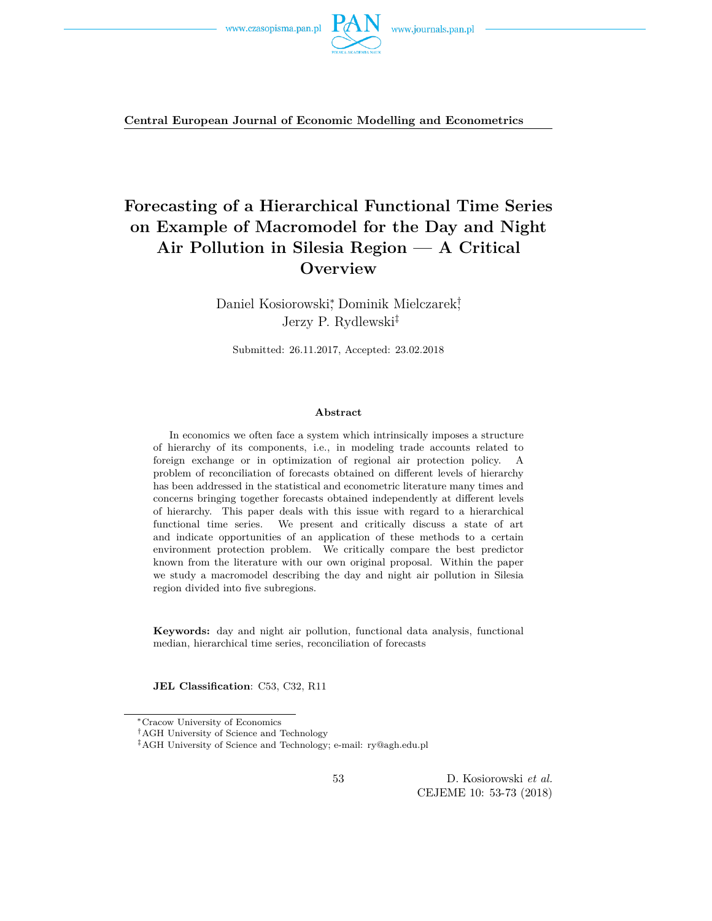**Central European Journal of Economic Modelling and Econometrics**

# Forecasting of a Hierarchical Functional Time Series on Example of Macromodel for the Day and Night Air Pollution in Silesia Region — A Critical Overview

Daniel Kosiorowski[*], Dominik Mielczarek[†], Jerzy P. Rydlewski[‡]

Submitted: 26.11.2017, Accepted: 23.02.2018

### Abstract

In economics we often face a system which intrinsically imposes a structure of hierarchy of its components, i.e., in modeling trade accounts related to foreign exchange or in optimization of regional air protection policy. A problem of reconciliation of forecasts obtained on different levels of hierarchy has been addressed in the statistical and econometric literature many times and concerns bringing together forecasts obtained independently at different levels of hierarchy. This paper deals with this issue with regard to a hierarchical functional time series. We present and critically discuss a state of art and indicate opportunities of an application of these methods to a certain environment protection problem. We critically compare the best predictor known from the literature with our own original proposal. Within the paper we study a macromodel describing the day and night air pollution in Silesia region divided into five subregions.

**Keywords:** day and night air pollution, functional data analysis, functional median, hierarchical time series, reconciliation of forecasts

**JEL Classification**: C53, C32, R11

---

[*] Cracow University of Economics
[†] AGH University of Science and Technology
[‡] AGH University of Science and Technology; e-mail: ry@agh.edu.pl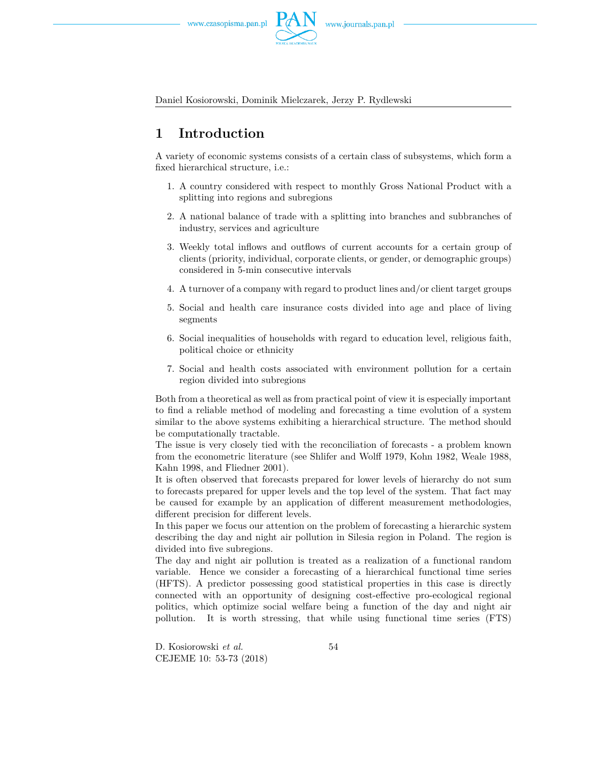# 1 Introduction

A variety of economic systems consists of a certain class of subsystems, which form a fixed hierarchical structure, i.e.:

1. A country considered with respect to monthly Gross National Product with a splitting into regions and subregions
2. A national balance of trade with a splitting into branches and subbranches of industry, services and agriculture
3. Weekly total inflows and outflows of current accounts for a certain group of clients (priority, individual, corporate clients, or gender, or demographic groups) considered in 5-min consecutive intervals
4. A turnover of a company with regard to product lines and/or client target groups
5. Social and health care insurance costs divided into age and place of living segments
6. Social inequalities of households with regard to education level, religious faith, political choice or ethnicity
7. Social and health costs associated with environment pollution for a certain region divided into subregions

Both from a theoretical as well as from practical point of view it is especially important to find a reliable method of modeling and forecasting a time evolution of a system similar to the above systems exhibiting a hierarchical structure. The method should be computationally tractable.

The issue is very closely tied with the reconciliation of forecasts - a problem known from the econometric literature (see Shlifer and Wolff 1979, Kohn 1982, Weale 1988, Kahn 1998, and Fliedner 2001).

It is often observed that forecasts prepared for lower levels of hierarchy do not sum to forecasts prepared for upper levels and the top level of the system. That fact may be caused for example by an application of different measurement methodologies, different precision for different levels.

In this paper we focus our attention on the problem of forecasting a hierarchic system describing the day and night air pollution in Silesia region in Poland. The region is divided into five subregions.

The day and night air pollution is treated as a realization of a functional random variable. Hence we consider a forecasting of a hierarchical functional time series (HFTS). A predictor possessing good statistical properties in this case is directly connected with an opportunity of designing cost-effective pro-ecological regional politics, which optimize social welfare being a function of the day and night air pollution. It is worth stressing, that while using functional time series (FTS)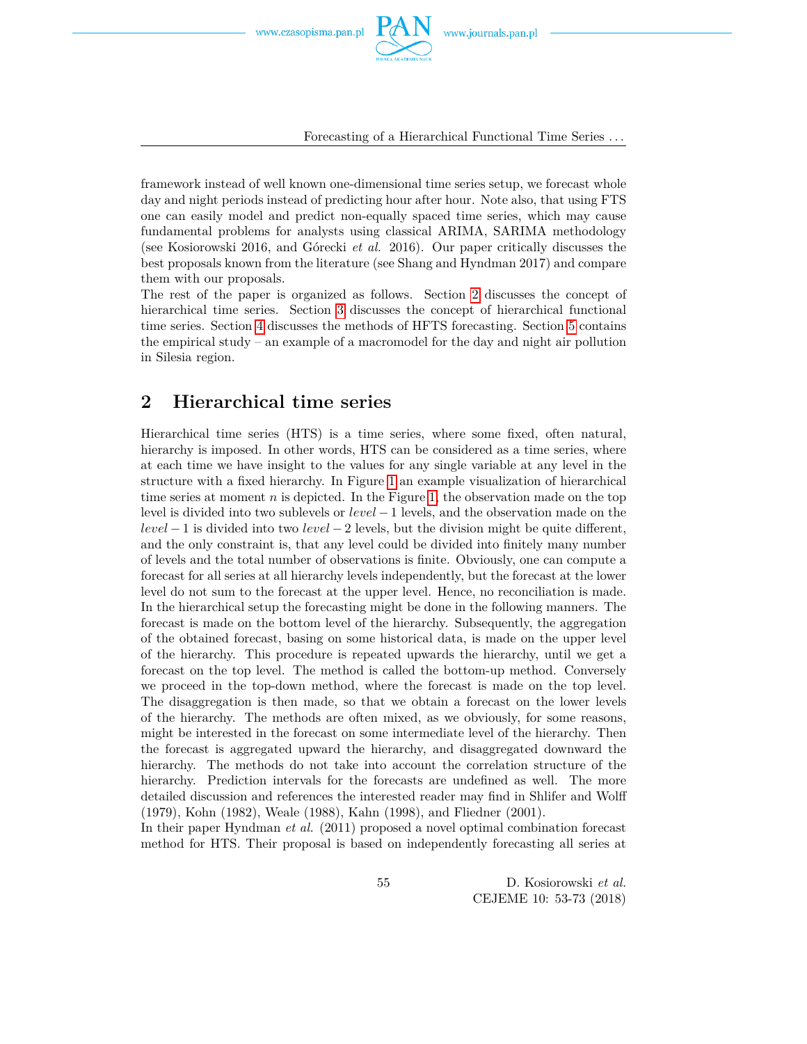framework instead of well known one-dimensional time series setup, we forecast whole day and night periods instead of predicting hour after hour. Note also, that using FTS one can easily model and predict non-equally spaced time series, which may cause fundamental problems for analysts using classical ARIMA, SARIMA methodology (see Kosiorowski 2016, and Górecki *et al.* 2016). Our paper critically discusses the best proposals known from the literature (see Shang and Hyndman 2017) and compare them with our proposals.

The rest of the paper is organized as follows. Section 2 discusses the concept of hierarchical time series. Section 3 discusses the concept of hierarchical functional time series. Section 4 discusses the methods of HFTS forecasting. Section 5 contains the empirical study – an example of a macromodel for the day and night air pollution in Silesia region.

## 2 Hierarchical time series

Hierarchical time series (HTS) is a time series, where some fixed, often natural, hierarchy is imposed. In other words, HTS can be considered as a time series, where at each time we have insight to the values for any single variable at any level in the structure with a fixed hierarchy. In Figure 1 an example visualization of hierarchical time series at moment $n$ is depicted. In the Figure 1, the observation made on the top level is divided into two sublevels or $level-1$ levels, and the observation made on the $level-1$ is divided into two $level-2$ levels, but the division might be quite different, and the only constraint is, that any level could be divided into finitely many number of levels and the total number of observations is finite. Obviously, one can compute a forecast for all series at all hierarchy levels independently, but the forecast at the lower level do not sum to the forecast at the upper level. Hence, no reconciliation is made. In the hierarchical setup the forecasting might be done in the following manners. The forecast is made on the bottom level of the hierarchy. Subsequently, the aggregation of the obtained forecast, basing on some historical data, is made on the upper level of the hierarchy. This procedure is repeated upwards the hierarchy, until we get a forecast on the top level. The method is called the bottom-up method. Conversely we proceed in the top-down method, where the forecast is made on the top level. The disaggregation is then made, so that we obtain a forecast on the lower levels of the hierarchy. The methods are often mixed, as we obviously, for some reasons, might be interested in the forecast on some intermediate level of the hierarchy. Then the forecast is aggregated upward the hierarchy, and disaggregated downward the hierarchy. The methods do not take into account the correlation structure of the hierarchy. Prediction intervals for the forecasts are undefined as well. The more detailed discussion and references the interested reader may find in Shlifer and Wolff (1979), Kohn (1982), Weale (1988), Kahn (1998), and Fliedner (2001).

In their paper Hyndman *et al.* (2011) proposed a novel optimal combination forecast method for HTS. Their proposal is based on independently forecasting all series at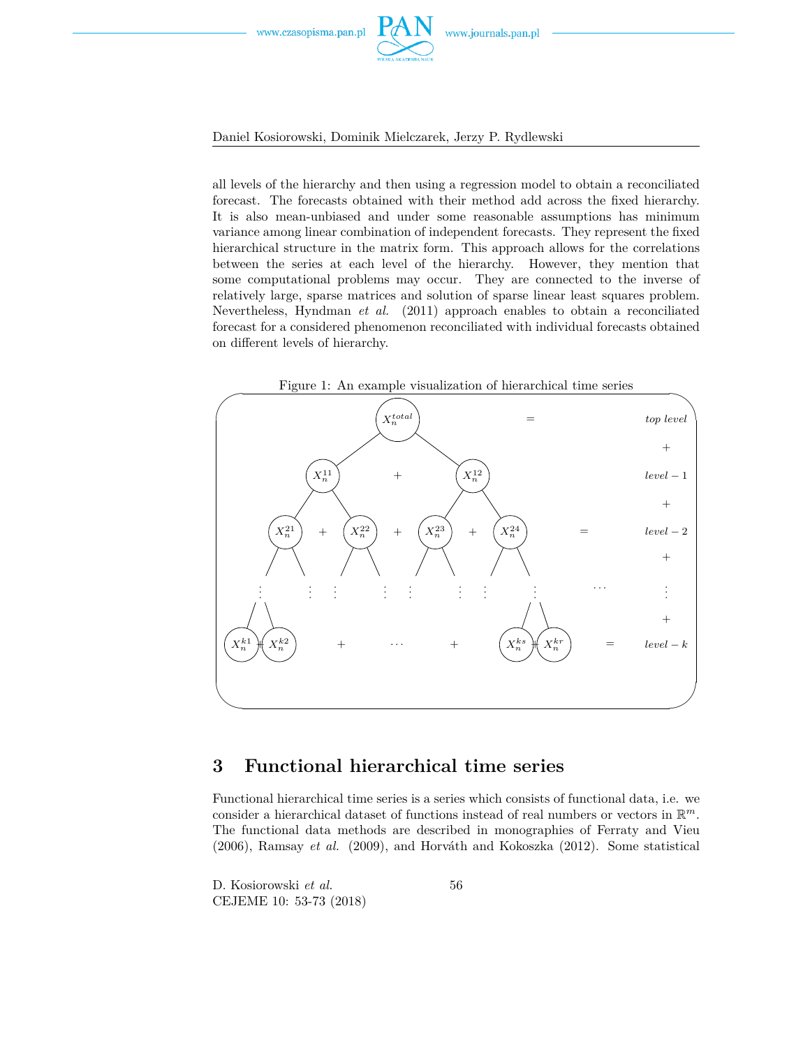all levels of the hierarchy and then using a regression model to obtain a reconciliated forecast. The forecasts obtained with their method add across the fixed hierarchy. It is also mean-unbiased and under some reasonable assumptions has minimum variance among linear combination of independent forecasts. They represent the fixed hierarchical structure in the matrix form. This approach allows for the correlations between the series at each level of the hierarchy. However, they mention that some computational problems may occur. They are connected to the inverse of relatively large, sparse matrices and solution of sparse linear least squares problem. Nevertheless, Hyndman *et al.* (2011) approach enables to obtain a reconciliated forecast for a considered phenomenon reconciliated with individual forecasts obtained on different levels of hierarchy.

Figure 1: An example visualization of hierarchical time series

## 3 Functional hierarchical time series

Functional hierarchical time series is a series which consists of functional data, i.e. we consider a hierarchical dataset of functions instead of real numbers or vectors in $\mathbb{R}^m$. The functional data methods are described in monographies of Ferraty and Vieu (2006), Ramsay *et al.* (2009), and Horváth and Kokoszka (2012). Some statistical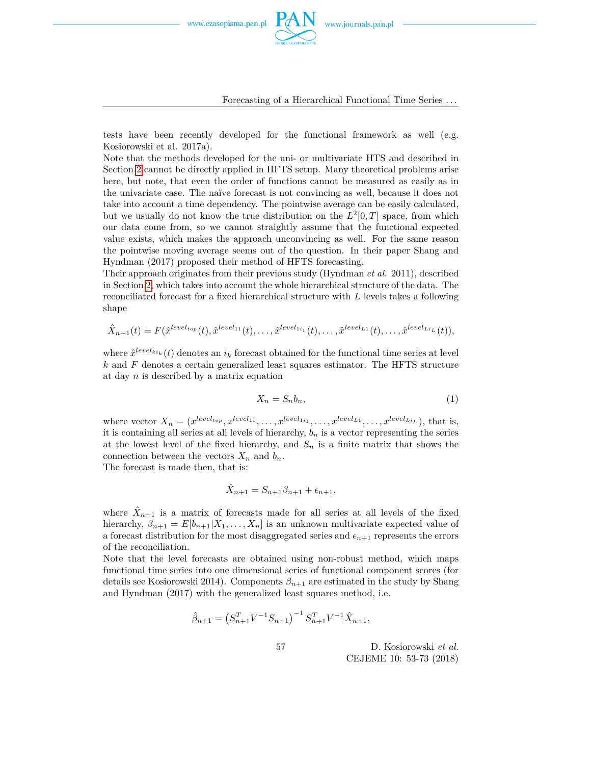tests have been recently developed for the functional framework as well (e.g. Kosiorowski et al. 2017a).

Note that the methods developed for the uni- or multivariate HTS and described in Section 2 cannot be directly applied in HFTS setup. Many theoretical problems arise here, but note, that even the order of functions cannot be measured as easily as in the univariate case. The naïve forecast is not convincing as well, because it does not take into account a time dependency. The pointwise average can be easily calculated, but we usually do not know the true distribution on the $L^2[0,T]$ space, from which our data come from, so we cannot straightly assume that the functional expected value exists, which makes the approach unconvincing as well. For the same reason the pointwise moving average seems out of the question. In their paper Shang and Hyndman (2017) proposed their method of HFTS forecasting.

Their approach originates from their previous study (Hyndman *et al.* 2011), described in Section 2, which takes into account the whole hierarchical structure of the data. The reconciliated forecast for a fixed hierarchical structure with $L$ levels takes a following shape

$$\hat{X}_{n+1}(t) = F(\hat{x}^{level_{top}}(t), \hat{x}^{level_{11}}(t), \ldots, \hat{x}^{level_{1i_1}}(t), \ldots, \hat{x}^{level_{L1}}(t), \ldots, \hat{x}^{level_{Li_L}}(t)),$$

where $\hat{x}^{level_{ki_k}}(t)$ denotes an $i_k$ forecast obtained for the functional time series at level $k$ and $F$ denotes a certain generalized least squares estimator. The HFTS structure at day $n$ is described by a matrix equation

$$X_n = S_n b_n, \tag{1}$$

where vector $X_n = (x^{level_{top}}, x^{level_{11}}, \ldots, x^{level_{1i_1}}, \ldots, x^{level_{L1}}, \ldots, x^{level_{Li_L}})$, that is, it is containing all series at all levels of hierarchy, $b_n$ is a vector representing the series at the lowest level of the fixed hierarchy, and $S_n$ is a finite matrix that shows the connection between the vectors $X_n$ and $b_n$.

The forecast is made then, that is:

$$\hat{X}_{n+1} = S_{n+1}\beta_{n+1} + \epsilon_{n+1},$$

where $\hat{X}_{n+1}$ is a matrix of forecasts made for all series at all levels of the fixed hierarchy, $\beta_{n+1} = E[b_{n+1}|X_1, \ldots, X_n]$ is an unknown multivariate expected value of a forecast distribution for the most disaggregated series and $\epsilon_{n+1}$ represents the errors of the reconciliation.

Note that the level forecasts are obtained using non-robust method, which maps functional time series into one dimensional series of functional component scores (for details see Kosiorowski 2014). Components $\beta_{n+1}$ are estimated in the study by Shang and Hyndman (2017) with the generalized least squares method, i.e.

$$\hat{\beta}_{n+1} = \left(S_{n+1}^T V^{-1} S_{n+1}\right)^{-1} S_{n+1}^T V^{-1} \hat{X}_{n+1},$$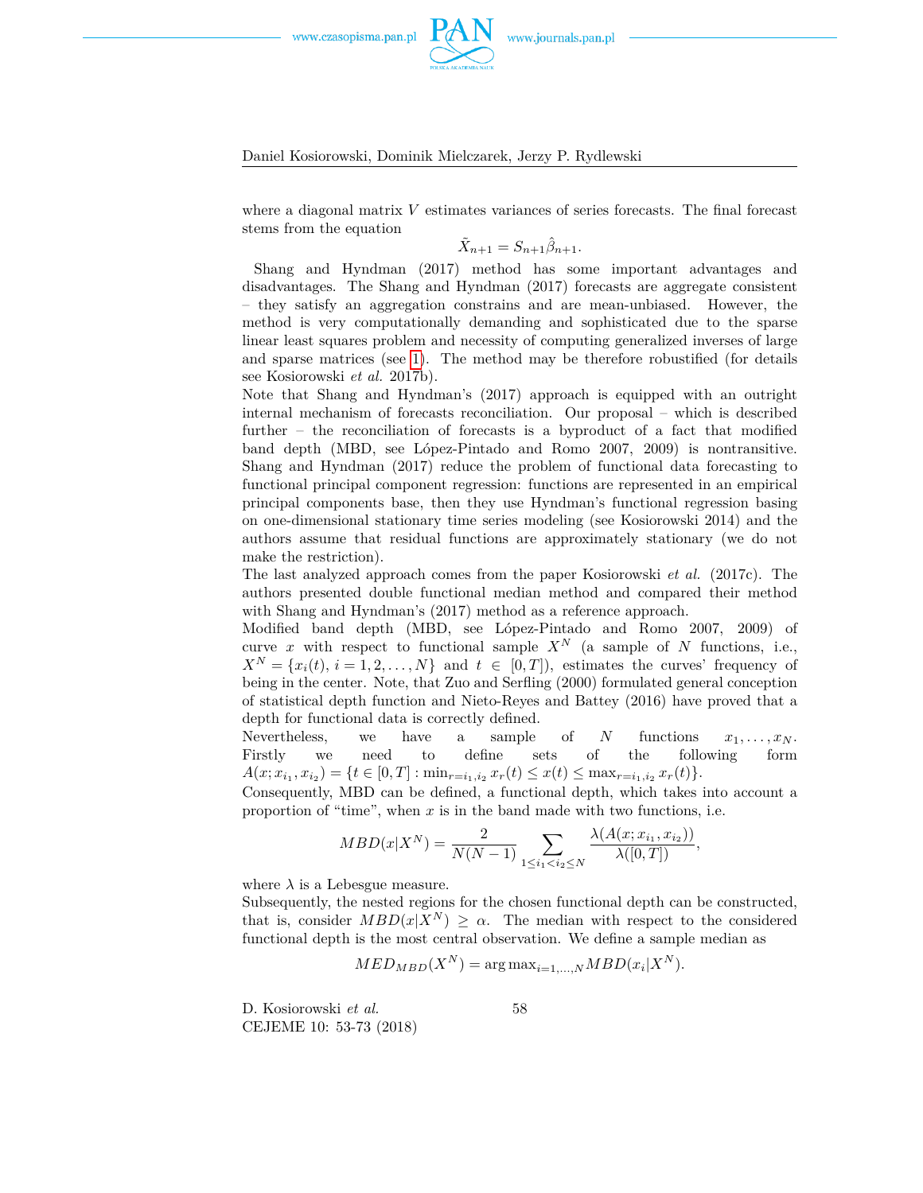where a diagonal matrix $V$ estimates variances of series forecasts. The final forecast stems from the equation

$$\tilde{X}_{n+1} = S_{n+1}\hat{\beta}_{n+1}.$$

Shang and Hyndman (2017) method has some important advantages and disadvantages. The Shang and Hyndman (2017) forecasts are aggregate consistent – they satisfy an aggregation constrains and are mean-unbiased. However, the method is very computationally demanding and sophisticated due to the sparse linear least squares problem and necessity of computing generalized inverses of large and sparse matrices (see 1). The method may be therefore robustified (for details see Kosiorowski *et al.* 2017b).

Note that Shang and Hyndman's (2017) approach is equipped with an outright internal mechanism of forecasts reconciliation. Our proposal – which is described further – the reconciliation of forecasts is a byproduct of a fact that modified band depth (MBD, see López-Pintado and Romo 2007, 2009) is nontransitive. Shang and Hyndman (2017) reduce the problem of functional data forecasting to functional principal component regression: functions are represented in an empirical principal components base, then they use Hyndman's functional regression basing on one-dimensional stationary time series modeling (see Kosiorowski 2014) and the authors assume that residual functions are approximately stationary (we do not make the restriction).

The last analyzed approach comes from the paper Kosiorowski *et al.* (2017c). The authors presented double functional median method and compared their method with Shang and Hyndman's (2017) method as a reference approach.

Modified band depth (MBD, see López-Pintado and Romo 2007, 2009) of curve $x$ with respect to functional sample $X^N$ (a sample of $N$ functions, i.e., $X^N = \{x_i(t), i = 1, 2, \ldots, N\}$ and $t \in [0, T]$), estimates the curves' frequency of being in the center. Note, that Zuo and Serfling (2000) formulated general conception of statistical depth function and Nieto-Reyes and Battey (2016) have proved that a depth for functional data is correctly defined.

Nevertheless, we have a sample of $N$ functions $x_1, \ldots, x_N$. Firstly we need to define sets of the following form $A(x; x_{i_1}, x_{i_2}) = \{t \in [0, T] : \min_{r=i_1,i_2} x_r(t) \leq x(t) \leq \max_{r=i_1,i_2} x_r(t)\}$.

Consequently, MBD can be defined, a functional depth, which takes into account a proportion of "time", when $x$ is in the band made with two functions, i.e.

$$MBD(x|X^N) = \frac{2}{N(N-1)} \sum_{1 \leq i_1 < i_2 \leq N} \frac{\lambda(A(x; x_{i_1}, x_{i_2}))}{\lambda([0, T])},$$

where $\lambda$ is a Lebesgue measure.

Subsequently, the nested regions for the chosen functional depth can be constructed, that is, consider $MBD(x|X^N) \geq \alpha$. The median with respect to the considered functional depth is the most central observation. We define a sample median as

$$MED_{MBD}(X^N) = \arg\max_{i=1,\ldots,N} MBD(x_i|X^N).$$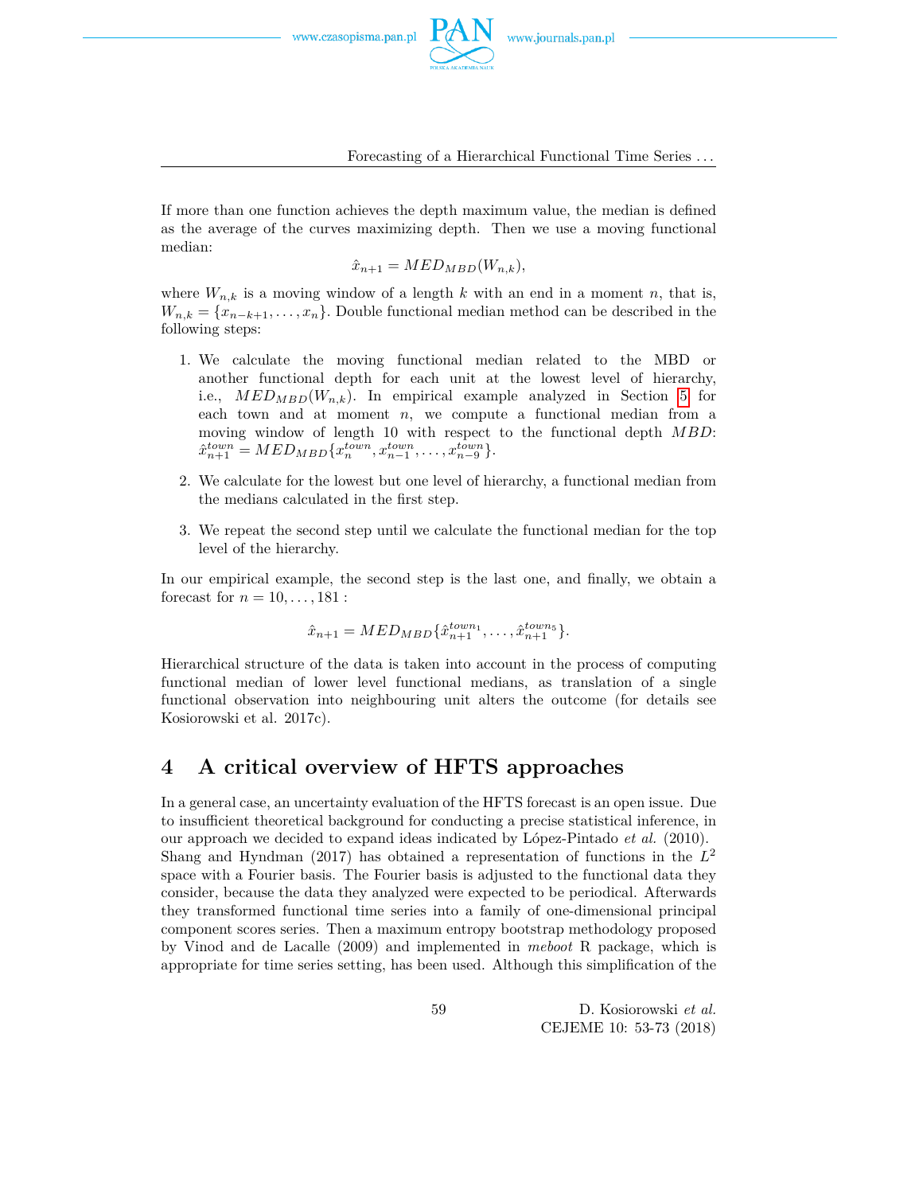If more than one function achieves the depth maximum value, the median is defined as the average of the curves maximizing depth. Then we use a moving functional median:

$$\hat{x}_{n+1} = MED_{MBD}(W_{n,k}),$$

where $W_{n,k}$ is a moving window of a length $k$ with an end in a moment $n$, that is, $W_{n,k} = \{x_{n-k+1}, \ldots, x_n\}$. Double functional median method can be described in the following steps:

1. We calculate the moving functional median related to the MBD or another functional depth for each unit at the lowest level of hierarchy, i.e., $MED_{MBD}(W_{n,k})$. In empirical example analyzed in Section 5 for each town and at moment $n$, we compute a functional median from a moving window of length 10 with respect to the functional depth $MBD$: $\hat{x}^{town}_{n+1} = MED_{MBD}\{x^{town}_n, x^{town}_{n-1}, \ldots, x^{town}_{n-9}\}$.
2. We calculate for the lowest but one level of hierarchy, a functional median from the medians calculated in the first step.
3. We repeat the second step until we calculate the functional median for the top level of the hierarchy.

In our empirical example, the second step is the last one, and finally, we obtain a forecast for $n = 10, \ldots, 181$ :

$$\hat{x}_{n+1} = MED_{MBD}\{\hat{x}^{town_1}_{n+1}, \ldots, \hat{x}^{town_5}_{n+1}\}.$$

Hierarchical structure of the data is taken into account in the process of computing functional median of lower level functional medians, as translation of a single functional observation into neighbouring unit alters the outcome (for details see Kosiorowski et al. 2017c).

## 4 A critical overview of HFTS approaches

In a general case, an uncertainty evaluation of the HFTS forecast is an open issue. Due to insufficient theoretical background for conducting a precise statistical inference, in our approach we decided to expand ideas indicated by López-Pintado *et al.* (2010). Shang and Hyndman (2017) has obtained a representation of functions in the $L^2$ space with a Fourier basis. The Fourier basis is adjusted to the functional data they consider, because the data they analyzed were expected to be periodical. Afterwards they transformed functional time series into a family of one-dimensional principal component scores series. Then a maximum entropy bootstrap methodology proposed by Vinod and de Lacalle (2009) and implemented in *meboot* R package, which is appropriate for time series setting, has been used. Although this simplification of the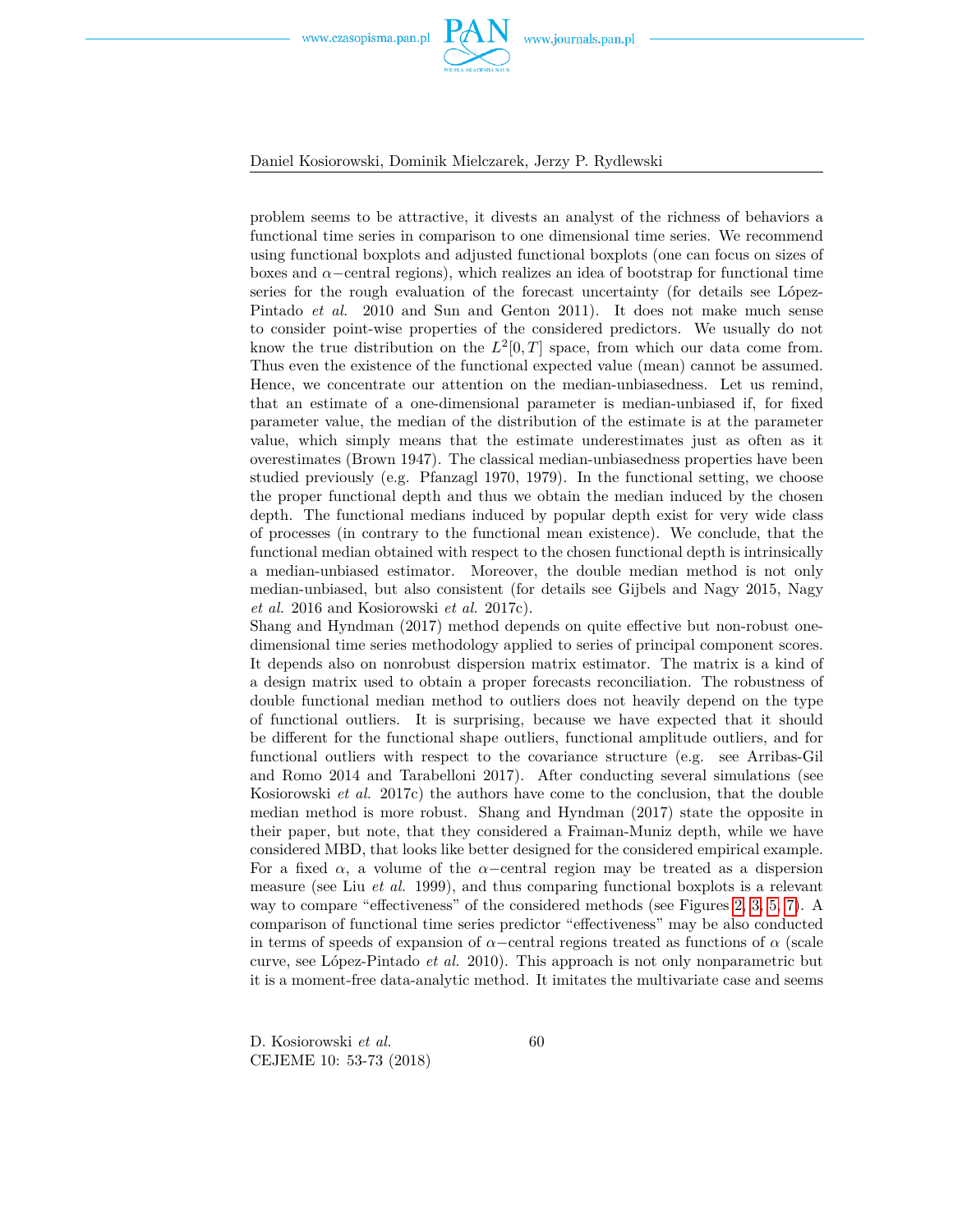problem seems to be attractive, it divests an analyst of the richness of behaviors a functional time series in comparison to one dimensional time series. We recommend using functional boxplots and adjusted functional boxplots (one can focus on sizes of boxes and $\alpha-$central regions), which realizes an idea of bootstrap for functional time series for the rough evaluation of the forecast uncertainty (for details see López-Pintado *et al.* 2010 and Sun and Genton 2011). It does not make much sense to consider point-wise properties of the considered predictors. We usually do not know the true distribution on the $L^2[0,T]$ space, from which our data come from. Thus even the existence of the functional expected value (mean) cannot be assumed. Hence, we concentrate our attention on the median-unbiasedness. Let us remind, that an estimate of a one-dimensional parameter is median-unbiased if, for fixed parameter value, the median of the distribution of the estimate is at the parameter value, which simply means that the estimate underestimates just as often as it overestimates (Brown 1947). The classical median-unbiasedness properties have been studied previously (e.g. Pfanzagl 1970, 1979). In the functional setting, we choose the proper functional depth and thus we obtain the median induced by the chosen depth. The functional medians induced by popular depth exist for very wide class of processes (in contrary to the functional mean existence). We conclude, that the functional median obtained with respect to the chosen functional depth is intrinsically a median-unbiased estimator. Moreover, the double median method is not only median-unbiased, but also consistent (for details see Gijbels and Nagy 2015, Nagy *et al.* 2016 and Kosiorowski *et al.* 2017c).

Shang and Hyndman (2017) method depends on quite effective but non-robust one-dimensional time series methodology applied to series of principal component scores. It depends also on nonrobust dispersion matrix estimator. The matrix is a kind of a design matrix used to obtain a proper forecasts reconciliation. The robustness of double functional median method to outliers does not heavily depend on the type of functional outliers. It is surprising, because we have expected that it should be different for the functional shape outliers, functional amplitude outliers, and for functional outliers with respect to the covariance structure (e.g. see Arribas-Gil and Romo 2014 and Tarabelloni 2017). After conducting several simulations (see Kosiorowski *et al.* 2017c) the authors have come to the conclusion, that the double median method is more robust. Shang and Hyndman (2017) state the opposite in their paper, but note, that they considered a Fraiman-Muniz depth, while we have considered MBD, that looks like better designed for the considered empirical example. For a fixed $\alpha$, a volume of the $\alpha-$central region may be treated as a dispersion measure (see Liu *et al.* 1999), and thus comparing functional boxplots is a relevant way to compare "effectiveness" of the considered methods (see Figures 2, 3, 5, 7). A comparison of functional time series predictor "effectiveness" may be also conducted in terms of speeds of expansion of $\alpha-$central regions treated as functions of $\alpha$ (scale curve, see López-Pintado *et al.* 2010). This approach is not only nonparametric but it is a moment-free data-analytic method. It imitates the multivariate case and seems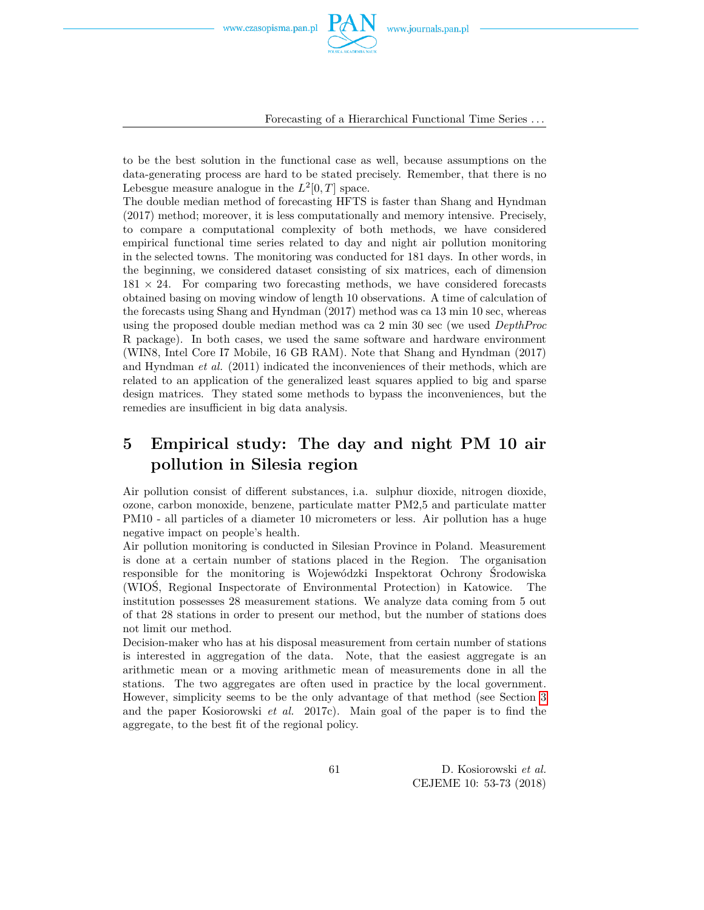to be the best solution in the functional case as well, because assumptions on the data-generating process are hard to be stated precisely. Remember, that there is no Lebesgue measure analogue in the $L^2[0,T]$ space.

The double median method of forecasting HFTS is faster than Shang and Hyndman (2017) method; moreover, it is less computationally and memory intensive. Precisely, to compare a computational complexity of both methods, we have considered empirical functional time series related to day and night air pollution monitoring in the selected towns. The monitoring was conducted for 181 days. In other words, in the beginning, we considered dataset consisting of six matrices, each of dimension $181 \times 24$. For comparing two forecasting methods, we have considered forecasts obtained basing on moving window of length 10 observations. A time of calculation of the forecasts using Shang and Hyndman (2017) method was ca 13 min 10 sec, whereas using the proposed double median method was ca 2 min 30 sec (we used *DepthProc* R package). In both cases, we used the same software and hardware environment (WIN8, Intel Core I7 Mobile, 16 GB RAM). Note that Shang and Hyndman (2017) and Hyndman *et al.* (2011) indicated the inconveniences of their methods, which are related to an application of the generalized least squares applied to big and sparse design matrices. They stated some methods to bypass the inconveniences, but the remedies are insufficient in big data analysis.

# 5 Empirical study: The day and night PM 10 air pollution in Silesia region

Air pollution consist of different substances, i.a. sulphur dioxide, nitrogen dioxide, ozone, carbon monoxide, benzene, particulate matter PM2,5 and particulate matter PM10 - all particles of a diameter 10 micrometers or less. Air pollution has a huge negative impact on people's health.

Air pollution monitoring is conducted in Silesian Province in Poland. Measurement is done at a certain number of stations placed in the Region. The organisation responsible for the monitoring is Wojewódzki Inspektorat Ochrony Środowiska (WIOŚ, Regional Inspectorate of Environmental Protection) in Katowice. The institution possesses 28 measurement stations. We analyze data coming from 5 out of that 28 stations in order to present our method, but the number of stations does not limit our method.

Decision-maker who has at his disposal measurement from certain number of stations is interested in aggregation of the data. Note, that the easiest aggregate is an arithmetic mean or a moving arithmetic mean of measurements done in all the stations. The two aggregates are often used in practice by the local government. However, simplicity seems to be the only advantage of that method (see Section 3 and the paper Kosiorowski *et al.* 2017c). Main goal of the paper is to find the aggregate, to the best fit of the regional policy.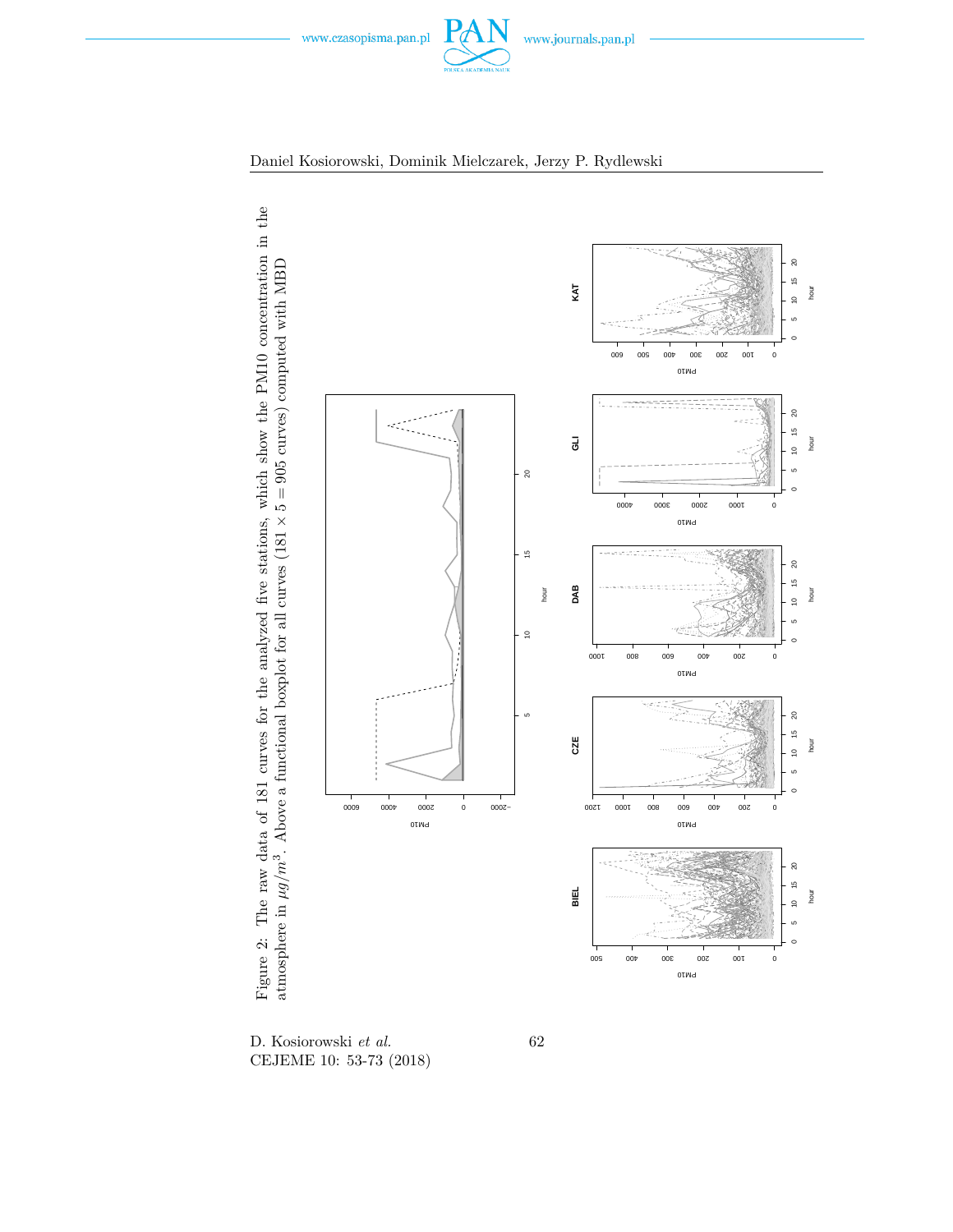Figure 2: The raw data of 181 curves for the analyzed five stations, which show the PM10 concentration in the atmosphere in $\mu g/m^3$. Above a functional boxplot for all curves ($181 \times 5 = 905$ curves) computed with MBD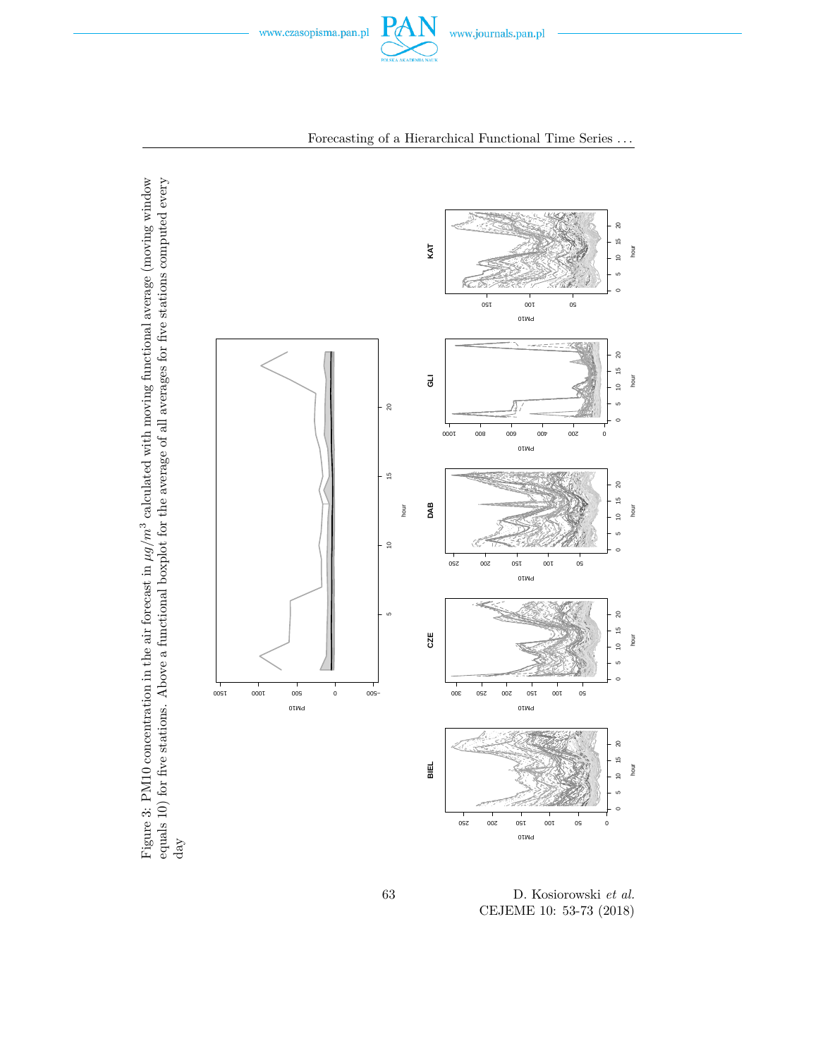Figure 3: PM10 concentration in the air forecast in $\mu g/m^3$ calculated with moving functional average (moving window equals 10) for five stations. Above a functional boxplot for the average of all averages for five stations computed every day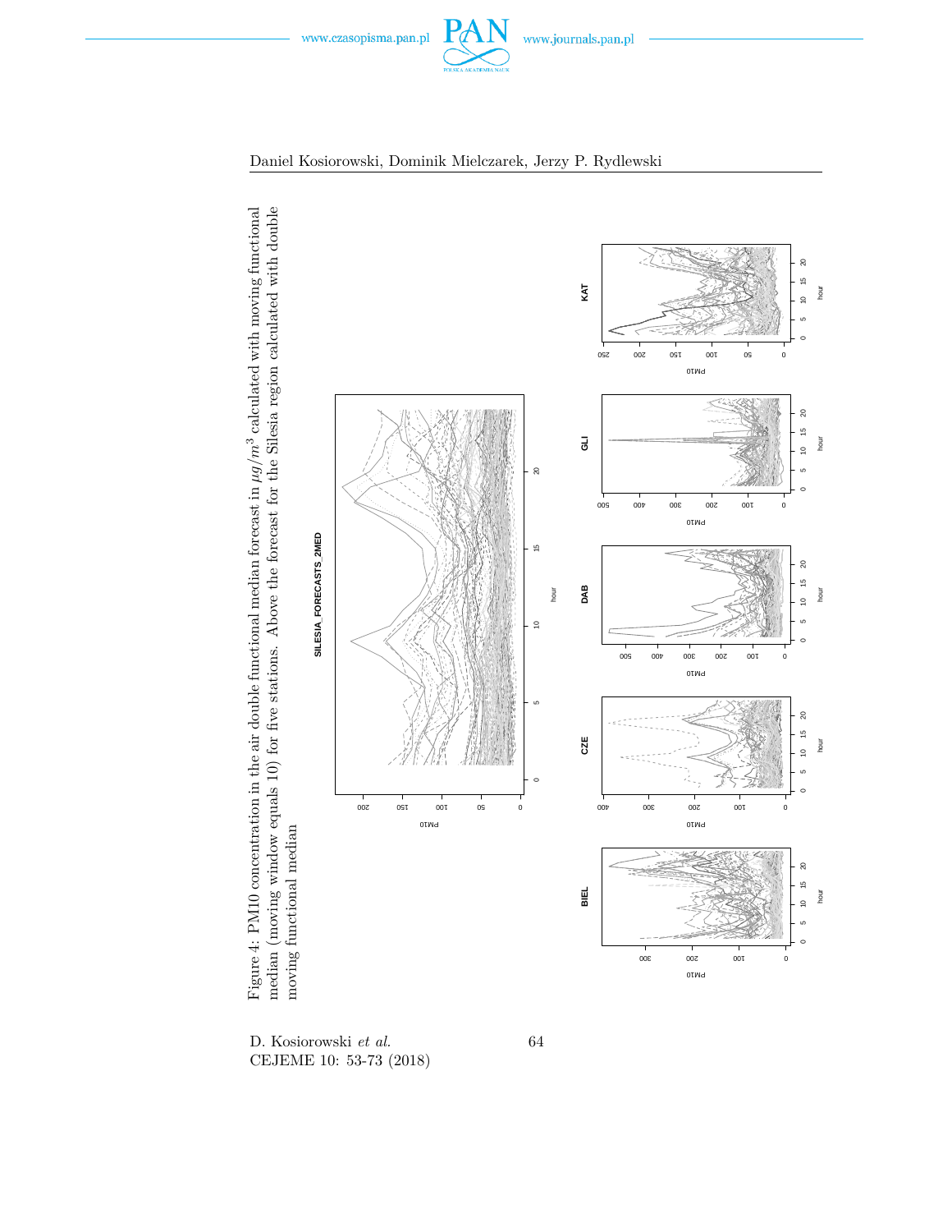Figure 4: PM10 concentration in the air double functional median forecast in $\mu g/m^3$ calculated with moving functional median (moving window equals 10) for five stations. Above the forecast for the Silesia region calculated with double moving functional median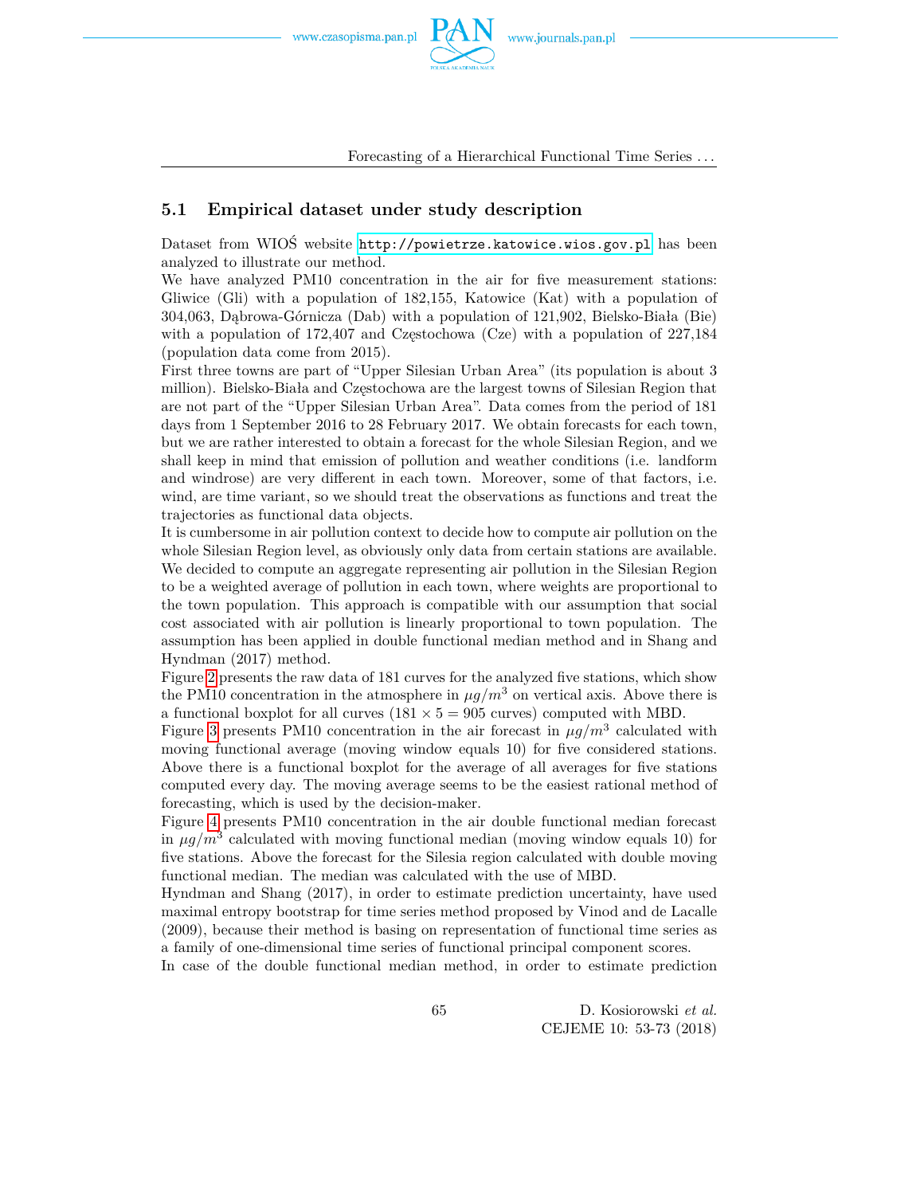### 5.1 Empirical dataset under study description

Dataset from WIOŚ website http://powietrze.katowice.wios.gov.pl has been analyzed to illustrate our method.

We have analyzed PM10 concentration in the air for five measurement stations: Gliwice (Gli) with a population of 182,155, Katowice (Kat) with a population of 304,063, Dąbrowa-Górnicza (Dab) with a population of 121,902, Bielsko-Biała (Bie) with a population of 172,407 and Częstochowa (Cze) with a population of 227,184 (population data come from 2015).

First three towns are part of "Upper Silesian Urban Area" (its population is about 3 million). Bielsko-Biała and Częstochowa are the largest towns of Silesian Region that are not part of the "Upper Silesian Urban Area". Data comes from the period of 181 days from 1 September 2016 to 28 February 2017. We obtain forecasts for each town, but we are rather interested to obtain a forecast for the whole Silesian Region, and we shall keep in mind that emission of pollution and weather conditions (i.e. landform and windrose) are very different in each town. Moreover, some of that factors, i.e. wind, are time variant, so we should treat the observations as functions and treat the trajectories as functional data objects.

It is cumbersome in air pollution context to decide how to compute air pollution on the whole Silesian Region level, as obviously only data from certain stations are available. We decided to compute an aggregate representing air pollution in the Silesian Region to be a weighted average of pollution in each town, where weights are proportional to the town population. This approach is compatible with our assumption that social cost associated with air pollution is linearly proportional to town population. The assumption has been applied in double functional median method and in Shang and Hyndman (2017) method.

Figure 2 presents the raw data of 181 curves for the analyzed five stations, which show the PM10 concentration in the atmosphere in $\mu g/m^3$ on vertical axis. Above there is a functional boxplot for all curves ($181 \times 5 = 905$ curves) computed with MBD.

Figure 3 presents PM10 concentration in the air forecast in $\mu g/m^3$ calculated with moving functional average (moving window equals 10) for five considered stations. Above there is a functional boxplot for the average of all averages for five stations computed every day. The moving average seems to be the easiest rational method of forecasting, which is used by the decision-maker.

Figure 4 presents PM10 concentration in the air double functional median forecast in $\mu g/m^3$ calculated with moving functional median (moving window equals 10) for five stations. Above the forecast for the Silesia region calculated with double moving functional median. The median was calculated with the use of MBD.

Hyndman and Shang (2017), in order to estimate prediction uncertainty, have used maximal entropy bootstrap for time series method proposed by Vinod and de Lacalle (2009), because their method is basing on representation of functional time series as a family of one-dimensional time series of functional principal component scores.

In case of the double functional median method, in order to estimate prediction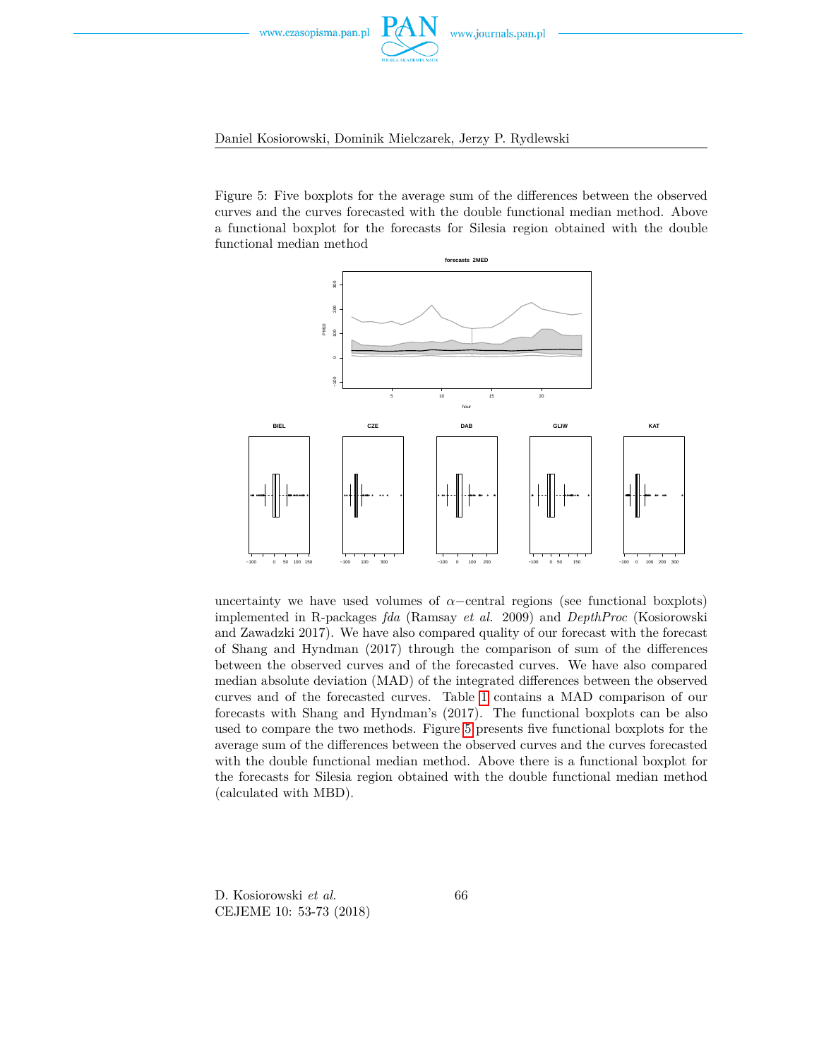Figure 5: Five boxplots for the average sum of the differences between the observed curves and the curves forecasted with the double functional median method. Above a functional boxplot for the forecasts for Silesia region obtained with the double functional median method

uncertainty we have used volumes of $\alpha-$central regions (see functional boxplots) implemented in R-packages *fda* (Ramsay *et al.* 2009) and *DepthProc* (Kosiorowski and Zawadzki 2017). We have also compared quality of our forecast with the forecast of Shang and Hyndman (2017) through the comparison of sum of the differences between the observed curves and of the forecasted curves. We have also compared median absolute deviation (MAD) of the integrated differences between the observed curves and of the forecasted curves. Table 1 contains a MAD comparison of our forecasts with Shang and Hyndman's (2017). The functional boxplots can be also used to compare the two methods. Figure 5 presents five functional boxplots for the average sum of the differences between the observed curves and the curves forecasted with the double functional median method. Above there is a functional boxplot for the forecasts for Silesia region obtained with the double functional median method (calculated with MBD).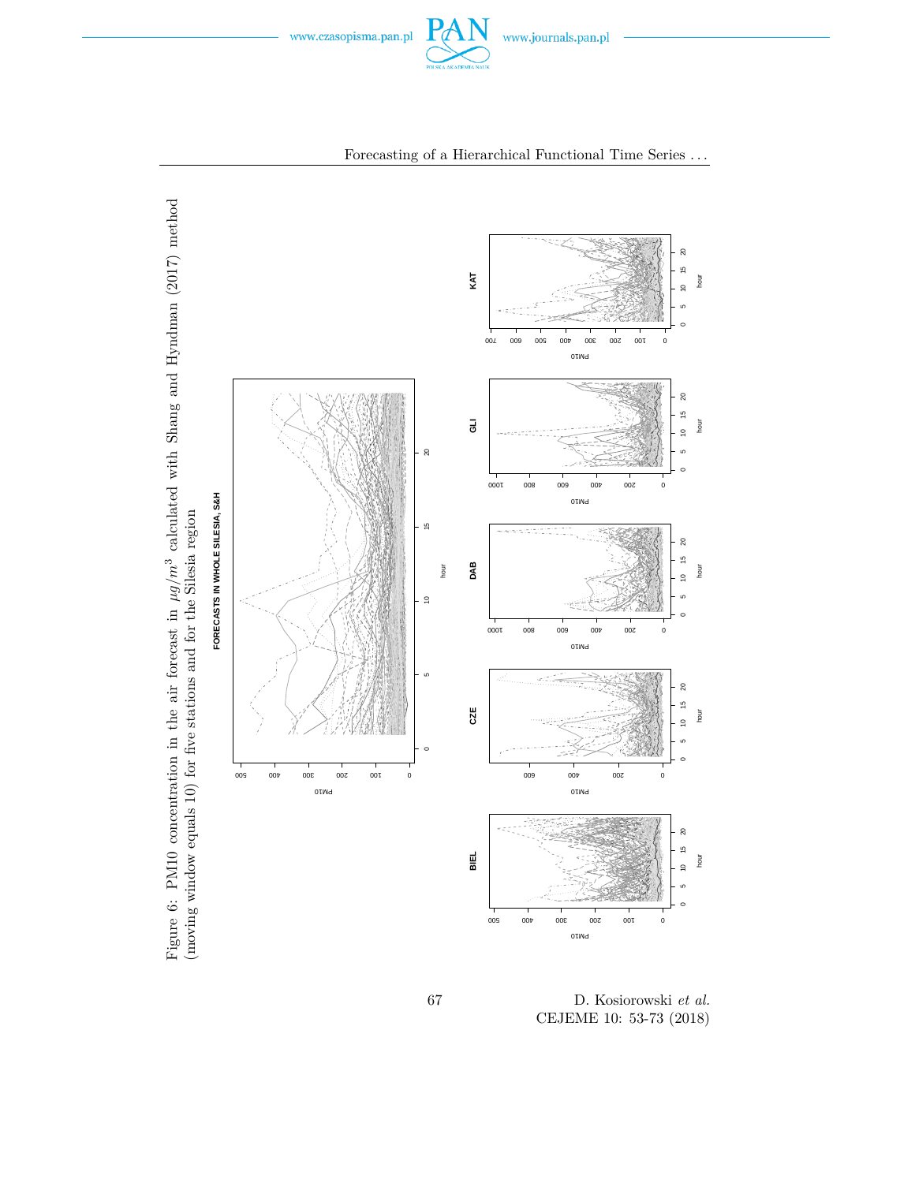Figure 6: PM10 concentration in the air forecast in $\mu g/m^3$ calculated with Shang and Hyndman (2017) method (moving window equals 10) for five stations and for the Silesia region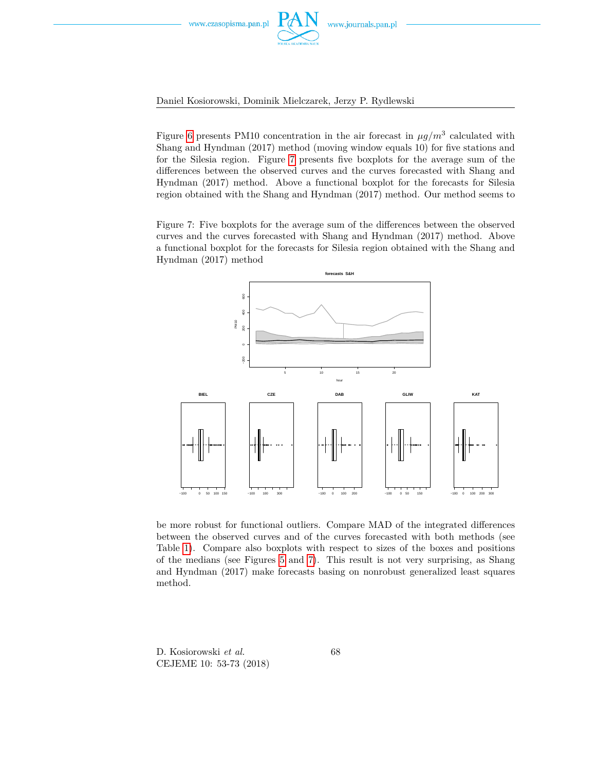Figure 6 presents PM10 concentration in the air forecast in $\mu g/m^3$ calculated with Shang and Hyndman (2017) method (moving window equals 10) for five stations and for the Silesia region. Figure 7 presents five boxplots for the average sum of the differences between the observed curves and the curves forecasted with Shang and Hyndman (2017) method. Above a functional boxplot for the forecasts for Silesia region obtained with the Shang and Hyndman (2017) method. Our method seems to

Figure 7: Five boxplots for the average sum of the differences between the observed curves and the curves forecasted with Shang and Hyndman (2017) method. Above a functional boxplot for the forecasts for Silesia region obtained with the Shang and Hyndman (2017) method

be more robust for functional outliers. Compare MAD of the integrated differences between the observed curves and of the curves forecasted with both methods (see Table 1). Compare also boxplots with respect to sizes of the boxes and positions of the medians (see Figures 5 and 7). This result is not very surprising, as Shang and Hyndman (2017) make forecasts basing on nonrobust generalized least squares method.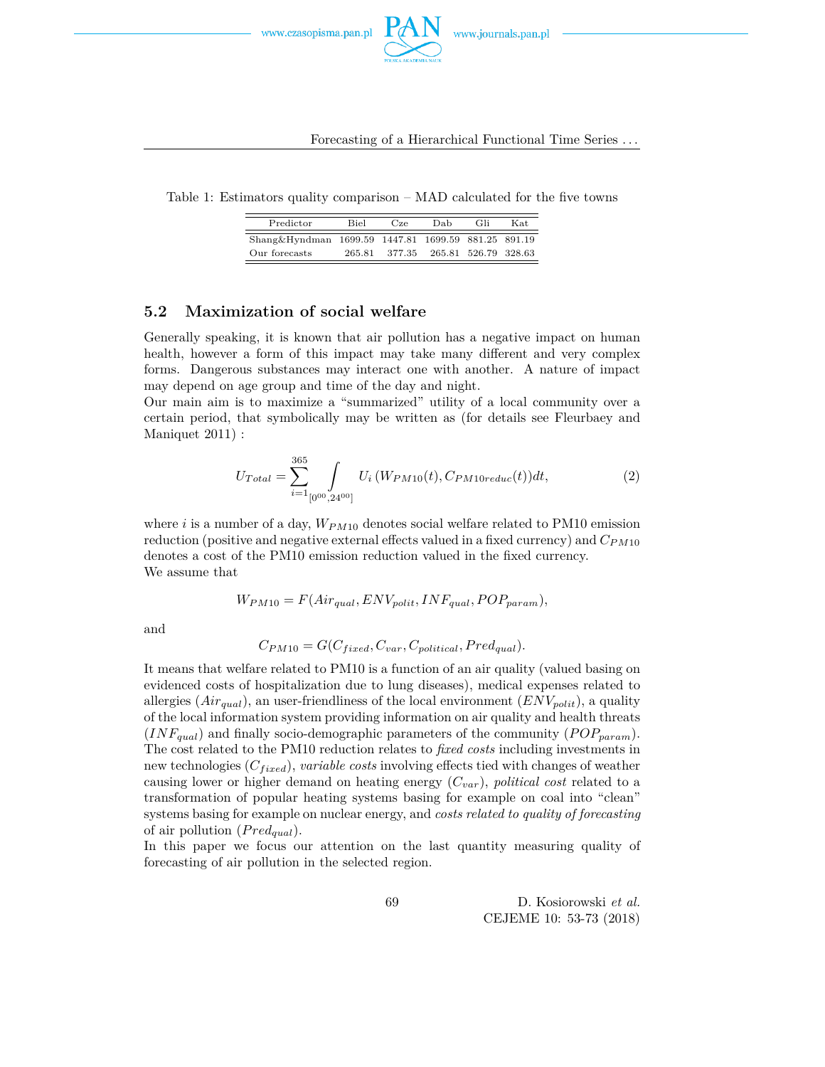Table 1: Estimators quality comparison – MAD calculated for the five towns

| Predictor | Biel | Cze | Dab | Gli | Kat |
|---|---|---|---|---|---|
| Shang&Hyndman | 1699.59 | 1447.81 | 1699.59 | 881.25 | 891.19 |
| Our forecasts | 265.81 | 377.35 | 265.81 | 526.79 | 328.63 |

## 5.2 Maximization of social welfare

Generally speaking, it is known that air pollution has a negative impact on human health, however a form of this impact may take many different and very complex forms. Dangerous substances may interact one with another. A nature of impact may depend on age group and time of the day and night.
Our main aim is to maximize a "summarized" utility of a local community over a certain period, that symbolically may be written as (for details see Fleurbaey and Maniquet 2011) :

$$U_{Total} = \sum_{i=1}^{365} \int_{[0^{00}, 24^{00}]} U_i \left( W_{PM10}(t), C_{PM10reduc}(t) \right) dt, \tag{2}$$

where $i$ is a number of a day, $W_{PM10}$ denotes social welfare related to PM10 emission reduction (positive and negative external effects valued in a fixed currency) and $C_{PM10}$ denotes a cost of the PM10 emission reduction valued in the fixed currency.
We assume that

$$W_{PM10} = F(Air_{qual}, ENV_{polit}, INF_{qual}, POP_{param}),$$

and

$$C_{PM10} = G(C_{fixed}, C_{var}, C_{political}, Pred_{qual}).$$

It means that welfare related to PM10 is a function of an air quality (valued basing on evidenced costs of hospitalization due to lung diseases), medical expenses related to allergies ($Air_{qual}$), an user-friendliness of the local environment ($ENV_{polit}$), a quality of the local information system providing information on air quality and health threats ($INF_{qual}$) and finally socio-demographic parameters of the community ($POP_{param}$). The cost related to the PM10 reduction relates to *fixed costs* including investments in new technologies ($C_{fixed}$), *variable costs* involving effects tied with changes of weather causing lower or higher demand on heating energy ($C_{var}$), *political cost* related to a transformation of popular heating systems basing for example on coal into "clean" systems basing for example on nuclear energy, and *costs related to quality of forecasting* of air pollution ($Pred_{qual}$).
In this paper we focus our attention on the last quantity measuring quality of forecasting of air pollution in the selected region.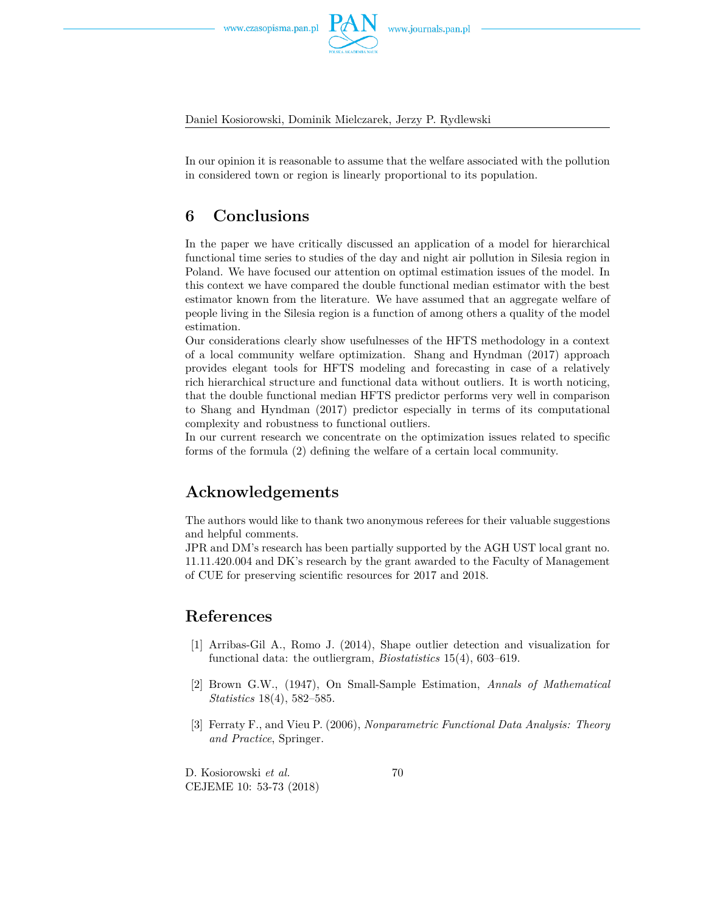In our opinion it is reasonable to assume that the welfare associated with the pollution in considered town or region is linearly proportional to its population.

# 6 Conclusions

In the paper we have critically discussed an application of a model for hierarchical functional time series to studies of the day and night air pollution in Silesia region in Poland. We have focused our attention on optimal estimation issues of the model. In this context we have compared the double functional median estimator with the best estimator known from the literature. We have assumed that an aggregate welfare of people living in the Silesia region is a function of among others a quality of the model estimation.

Our considerations clearly show usefulnesses of the HFTS methodology in a context of a local community welfare optimization. Shang and Hyndman (2017) approach provides elegant tools for HFTS modeling and forecasting in case of a relatively rich hierarchical structure and functional data without outliers. It is worth noticing, that the double functional median HFTS predictor performs very well in comparison to Shang and Hyndman (2017) predictor especially in terms of its computational complexity and robustness to functional outliers.

In our current research we concentrate on the optimization issues related to specific forms of the formula (2) defining the welfare of a certain local community.

# Acknowledgements

The authors would like to thank two anonymous referees for their valuable suggestions and helpful comments.

JPR and DM's research has been partially supported by the AGH UST local grant no. 11.11.420.004 and DK's research by the grant awarded to the Faculty of Management of CUE for preserving scientific resources for 2017 and 2018.

# References

[1] Arribas-Gil A., Romo J. (2014), Shape outlier detection and visualization for functional data: the outliergram, *Biostatistics* 15(4), 603–619.

[2] Brown G.W., (1947), On Small-Sample Estimation, *Annals of Mathematical Statistics* 18(4), 582–585.

[3] Ferraty F., and Vieu P. (2006), *Nonparametric Functional Data Analysis: Theory and Practice*, Springer.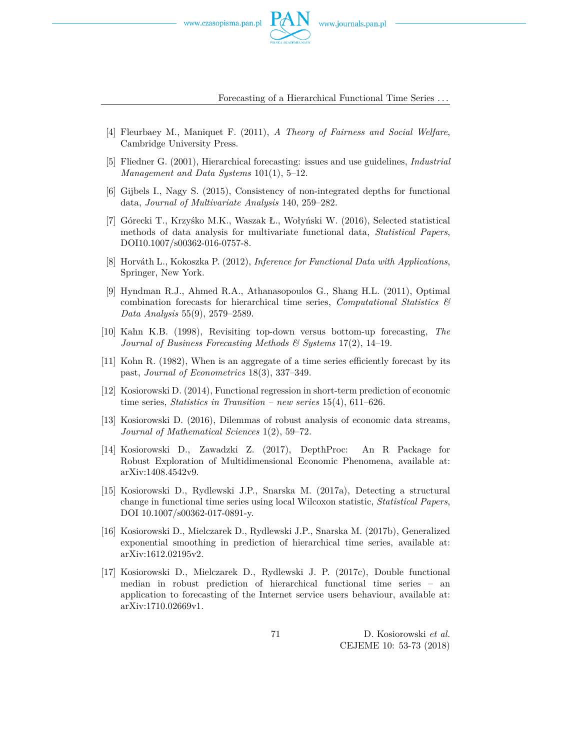[4] Fleurbaey M., Maniquet F. (2011), *A Theory of Fairness and Social Welfare*, Cambridge University Press.

[5] Fliedner G. (2001), Hierarchical forecasting: issues and use guidelines, *Industrial Management and Data Systems* 101(1), 5–12.

[6] Gijbels I., Nagy S. (2015), Consistency of non-integrated depths for functional data, *Journal of Multivariate Analysis* 140, 259–282.

[7] Górecki T., Krzyśko M.K., Waszak Ł., Wołyński W. (2016), Selected statistical methods of data analysis for multivariate functional data, *Statistical Papers*, DOI10.1007/s00362-016-0757-8.

[8] Horváth L., Kokoszka P. (2012), *Inference for Functional Data with Applications*, Springer, New York.

[9] Hyndman R.J., Ahmed R.A., Athanasopoulos G., Shang H.L. (2011), Optimal combination forecasts for hierarchical time series, *Computational Statistics & Data Analysis* 55(9), 2579–2589.

[10] Kahn K.B. (1998), Revisiting top-down versus bottom-up forecasting, *The Journal of Business Forecasting Methods & Systems* 17(2), 14–19.

[11] Kohn R. (1982), When is an aggregate of a time series efficiently forecast by its past, *Journal of Econometrics* 18(3), 337–349.

[12] Kosiorowski D. (2014), Functional regression in short-term prediction of economic time series, *Statistics in Transition – new series* 15(4), 611–626.

[13] Kosiorowski D. (2016), Dilemmas of robust analysis of economic data streams, *Journal of Mathematical Sciences* 1(2), 59–72.

[14] Kosiorowski D., Zawadzki Z. (2017), DepthProc: An R Package for Robust Exploration of Multidimensional Economic Phenomena, available at: arXiv:1408.4542v9.

[15] Kosiorowski D., Rydlewski J.P., Snarska M. (2017a), Detecting a structural change in functional time series using local Wilcoxon statistic, *Statistical Papers*, DOI 10.1007/s00362-017-0891-y.

[16] Kosiorowski D., Mielczarek D., Rydlewski J.P., Snarska M. (2017b), Generalized exponential smoothing in prediction of hierarchical time series, available at: arXiv:1612.02195v2.

[17] Kosiorowski D., Mielczarek D., Rydlewski J. P. (2017c), Double functional median in robust prediction of hierarchical functional time series – an application to forecasting of the Internet service users behaviour, available at: arXiv:1710.02669v1.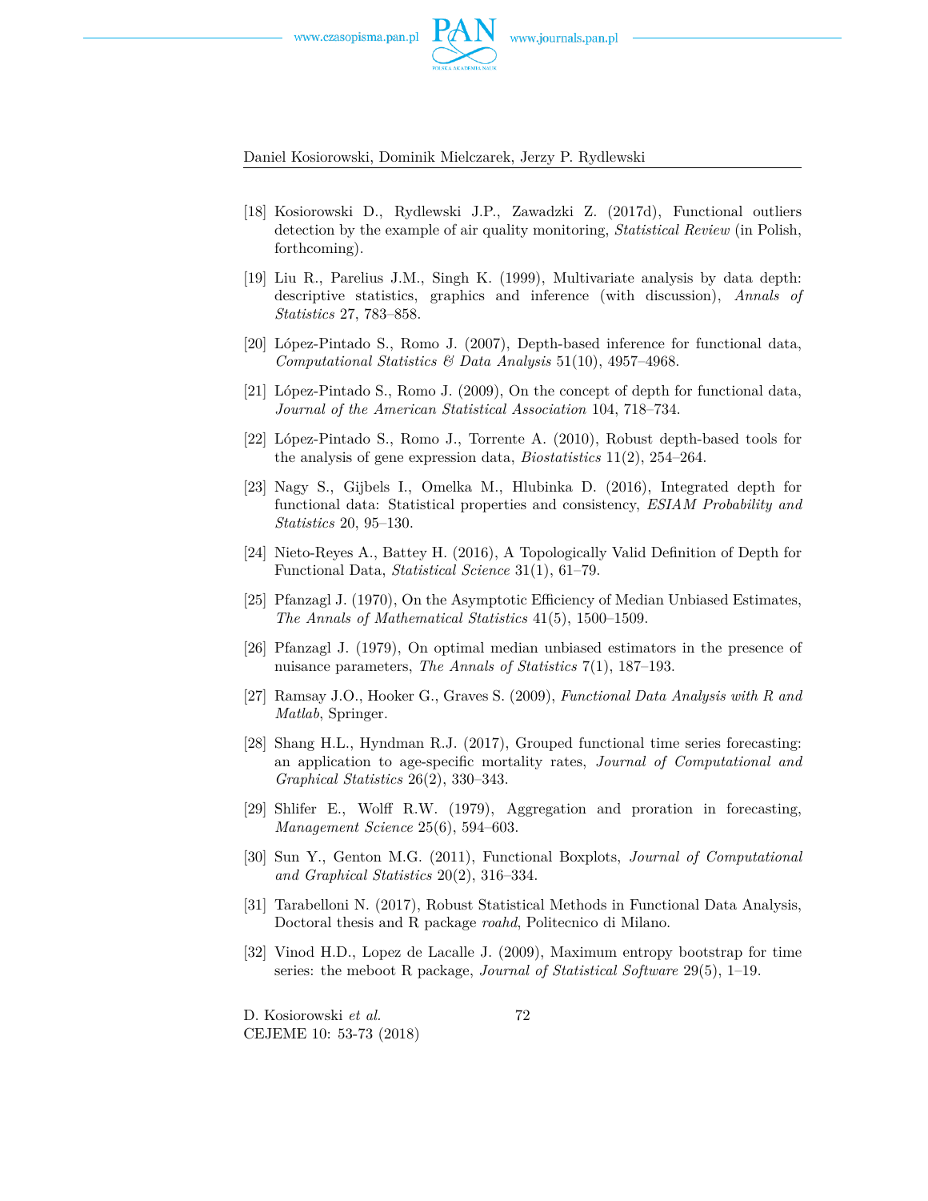[18] Kosiorowski D., Rydlewski J.P., Zawadzki Z. (2017d), Functional outliers detection by the example of air quality monitoring, *Statistical Review* (in Polish, forthcoming).

[19] Liu R., Parelius J.M., Singh K. (1999), Multivariate analysis by data depth: descriptive statistics, graphics and inference (with discussion), *Annals of Statistics* 27, 783–858.

[20] López-Pintado S., Romo J. (2007), Depth-based inference for functional data, *Computational Statistics & Data Analysis* 51(10), 4957–4968.

[21] López-Pintado S., Romo J. (2009), On the concept of depth for functional data, *Journal of the American Statistical Association* 104, 718–734.

[22] López-Pintado S., Romo J., Torrente A. (2010), Robust depth-based tools for the analysis of gene expression data, *Biostatistics* 11(2), 254–264.

[23] Nagy S., Gijbels I., Omelka M., Hlubinka D. (2016), Integrated depth for functional data: Statistical properties and consistency, *ESIAM Probability and Statistics* 20, 95–130.

[24] Nieto-Reyes A., Battey H. (2016), A Topologically Valid Definition of Depth for Functional Data, *Statistical Science* 31(1), 61–79.

[25] Pfanzagl J. (1970), On the Asymptotic Efficiency of Median Unbiased Estimates, *The Annals of Mathematical Statistics* 41(5), 1500–1509.

[26] Pfanzagl J. (1979), On optimal median unbiased estimators in the presence of nuisance parameters, *The Annals of Statistics* 7(1), 187–193.

[27] Ramsay J.O., Hooker G., Graves S. (2009), *Functional Data Analysis with R and Matlab*, Springer.

[28] Shang H.L., Hyndman R.J. (2017), Grouped functional time series forecasting: an application to age-specific mortality rates, *Journal of Computational and Graphical Statistics* 26(2), 330–343.

[29] Shlifer E., Wolff R.W. (1979), Aggregation and proration in forecasting, *Management Science* 25(6), 594–603.

[30] Sun Y., Genton M.G. (2011), Functional Boxplots, *Journal of Computational and Graphical Statistics* 20(2), 316–334.

[31] Tarabelloni N. (2017), Robust Statistical Methods in Functional Data Analysis, Doctoral thesis and R package *roahd*, Politecnico di Milano.

[32] Vinod H.D., Lopez de Lacalle J. (2009), Maximum entropy bootstrap for time series: the meboot R package, *Journal of Statistical Software* 29(5), 1–19.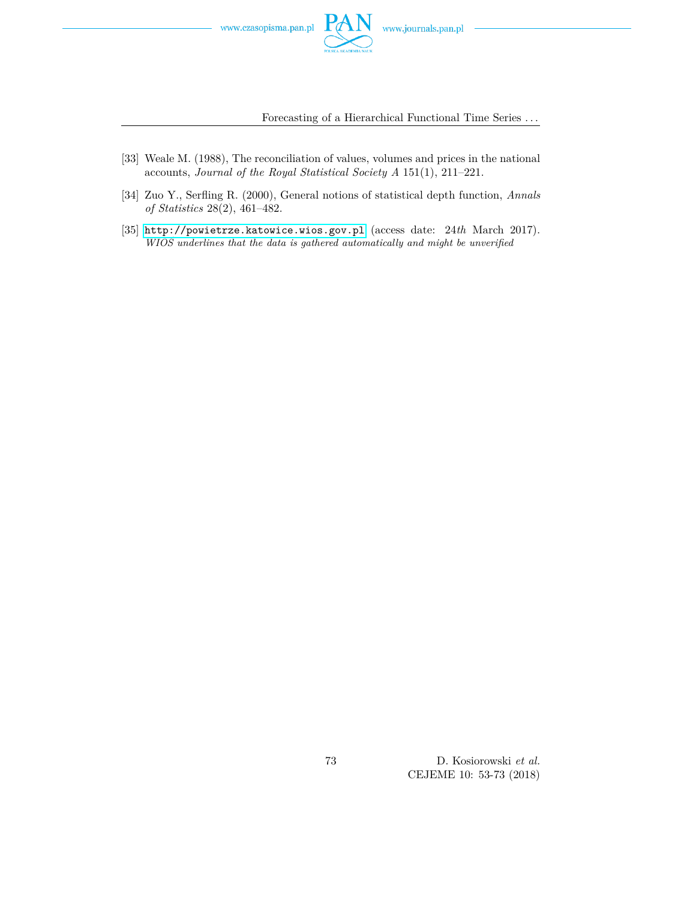[33] Weale M. (1988), The reconciliation of values, volumes and prices in the national accounts, *Journal of the Royal Statistical Society A* 151(1), 211–221.

[34] Zuo Y., Serfling R. (2000), General notions of statistical depth function, *Annals of Statistics* 28(2), 461–482.

[35] http://powietrze.katowice.wios.gov.pl (access date: 24*th* March 2017). *WIOS underlines that the data is gathered automatically and might be unverified*